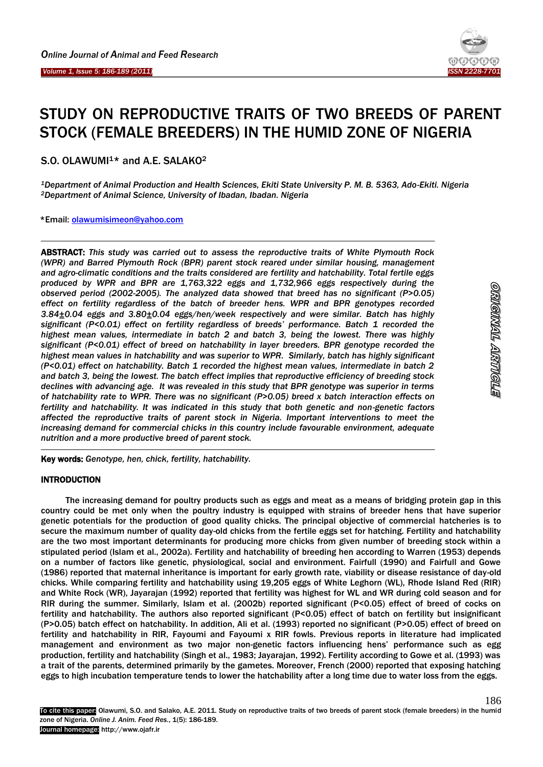# STUDY ON REPRODUCTIVE TRAITS OF TWO BREEDS OF PARENT STOCK (FEMALE BREEDERS) IN THE HUMID ZONE OF NIGERIA

**S.O. OLAWUMI[1]* and A.E. SALAKO[2]**

*[1]Department of Animal Production and Health Sciences, Ekiti State University P. M. B. 5363, Ado-Ekiti. Nigeria*
*[2]Department of Animal Science, University of Ibadan, Ibadan. Nigeria*

*Email: olawumisimeon@yahoo.com

**ABSTRACT:** *This study was carried out to assess the reproductive traits of White Plymouth Rock (WPR) and Barred Plymouth Rock (BPR) parent stock reared under similar housing, management and agro-climatic conditions and the traits considered are fertility and hatchability. Total fertile eggs produced by WPR and BPR are 1,763,322 eggs and 1,732,966 eggs respectively during the observed period (2002-2005). The analyzed data showed that breed has no significant (P>0.05) effect on fertility regardless of the batch of breeder hens. WPR and BPR genotypes recorded 3.84±0.04 eggs and 3.80±0.04 eggs/hen/week respectively and were similar. Batch has highly significant (P<0.01) effect on fertility regardless of breeds' performance. Batch 1 recorded the highest mean values, intermediate in batch 2 and batch 3, being the lowest. There was highly significant (P<0.01) effect of breed on hatchability in layer breeders. BPR genotype recorded the highest mean values in hatchability and was superior to WPR. Similarly, batch has highly significant (P<0.01) effect on hatchability. Batch 1 recorded the highest mean values, intermediate in batch 2 and batch 3, being the lowest. The batch effect implies that reproductive efficiency of breeding stock declines with advancing age. It was revealed in this study that BPR genotype was superior in terms of hatchability rate to WPR. There was no significant (P>0.05) breed x batch interaction effects on fertility and hatchability. It was indicated in this study that both genetic and non-genetic factors affected the reproductive traits of parent stock in Nigeria. Important interventions to meet the increasing demand for commercial chicks in this country include favourable environment, adequate nutrition and a more productive breed of parent stock.*

**Key words:** *Genotype, hen, chick, fertility, hatchability.*

ORIGINAL ARTICLE

## INTRODUCTION

The increasing demand for poultry products such as eggs and meat as a means of bridging protein gap in this country could be met only when the poultry industry is equipped with strains of breeder hens that have superior genetic potentials for the production of good quality chicks. The principal objective of commercial hatcheries is to secure the maximum number of quality day-old chicks from the fertile eggs set for hatching. Fertility and hatchability are the two most important determinants for producing more chicks from given number of breeding stock within a stipulated period (Islam et al., 2002a). Fertility and hatchability of breeding hen according to Warren (1953) depends on a number of factors like genetic, physiological, social and environment. Fairfull (1990) and Fairfull and Gowe (1986) reported that maternal inheritance is important for early growth rate, viability or disease resistance of day-old chicks. While comparing fertility and hatchability using 19,205 eggs of White Leghorn (WL), Rhode Island Red (RIR) and White Rock (WR), Jayarajan (1992) reported that fertility was highest for WL and WR during cold season and for RIR during the summer. Similarly, Islam et al. (2002b) reported significant (P<0.05) effect of breed of cocks on fertility and hatchability. The authors also reported significant (P<0.05) effect of batch on fertility but insignificant (P>0.05) batch effect on hatchability. In addition, Ali et al. (1993) reported no significant (P>0.05) effect of breed on fertility and hatchability in RIR, Fayoumi and Fayoumi x RIR fowls. Previous reports in literature had implicated management and environment as two major non-genetic factors influencing hens' performance such as egg production, fertility and hatchability (Singh et al., 1983; Jayarajan, 1992). Fertility according to Gowe et al. (1993) was a trait of the parents, determined primarily by the gametes. Moreover, French (2000) reported that exposing hatching eggs to high incubation temperature tends to lower the hatchability after a long time due to water loss from the eggs.

**To cite this paper:** Olawumi, S.O. and Salako, A.E. 2011. Study on reproductive traits of two breeds of parent stock (female breeders) in the humid zone of Nigeria. *Online J. Anim. Feed Res.*, 1(5): 186-189.
**Journal homepage:** http://www.ojafr.ir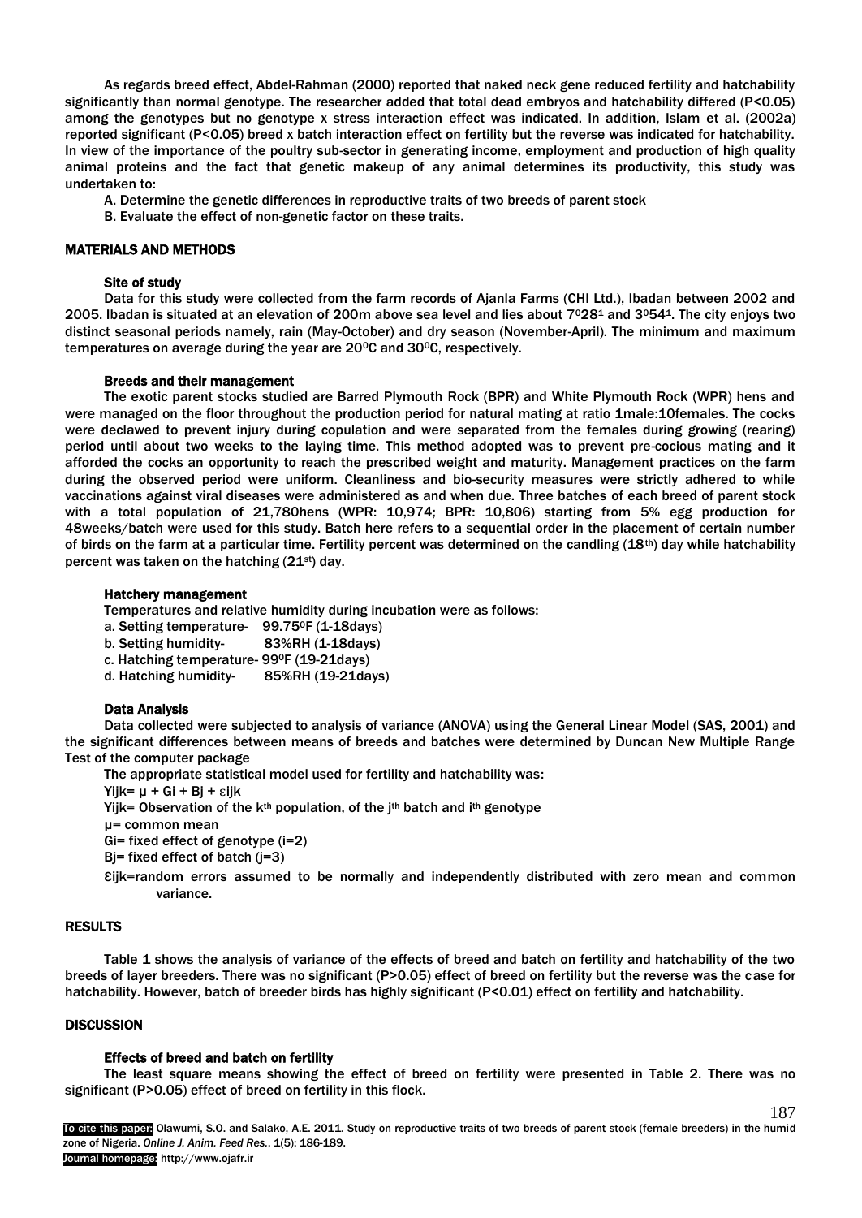As regards breed effect, Abdel-Rahman (2000) reported that naked neck gene reduced fertility and hatchability significantly than normal genotype. The researcher added that total dead embryos and hatchability differed ($P<0.05$) among the genotypes but no genotype x stress interaction effect was indicated. In addition, Islam et al. (2002a) reported significant ($P<0.05$) breed x batch interaction effect on fertility but the reverse was indicated for hatchability. In view of the importance of the poultry sub-sector in generating income, employment and production of high quality animal proteins and the fact that genetic makeup of any animal determines its productivity, this study was undertaken to:

A. Determine the genetic differences in reproductive traits of two breeds of parent stock

B. Evaluate the effect of non-genetic factor on these traits.

## MATERIALS AND METHODS

### Site of study

Data for this study were collected from the farm records of Ajanla Farms (CHI Ltd.), Ibadan between 2002 and 2005. Ibadan is situated at an elevation of 200m above sea level and lies about 7°28¹ and 3°54¹. The city enjoys two distinct seasonal periods namely, rain (May-October) and dry season (November-April). The minimum and maximum temperatures on average during the year are 20°C and 30°C, respectively.

### Breeds and their management

The exotic parent stocks studied are Barred Plymouth Rock (BPR) and White Plymouth Rock (WPR) hens and were managed on the floor throughout the production period for natural mating at ratio 1male:10females. The cocks were declawed to prevent injury during copulation and were separated from the females during growing (rearing) period until about two weeks to the laying time. This method adopted was to prevent pre-cocious mating and it afforded the cocks an opportunity to reach the prescribed weight and maturity. Management practices on the farm during the observed period were uniform. Cleanliness and bio-security measures were strictly adhered to while vaccinations against viral diseases were administered as and when due. Three batches of each breed of parent stock with a total population of 21,780hens (WPR: 10,974; BPR: 10,806) starting from 5% egg production for 48weeks/batch were used for this study. Batch here refers to a sequential order in the placement of certain number of birds on the farm at a particular time. Fertility percent was determined on the candling (18th) day while hatchability percent was taken on the hatching (21st) day.

### Hatchery management

Temperatures and relative humidity during incubation were as follows:

a. Setting temperature- 99.75°F (1-18days)

b. Setting humidity- 83%RH (1-18days)

c. Hatching temperature- 99°F (19-21days)

d. Hatching humidity- 85%RH (19-21days)

### Data Analysis

Data collected were subjected to analysis of variance (ANOVA) using the General Linear Model (SAS, 2001) and the significant differences between means of breeds and batches were determined by Duncan New Multiple Range Test of the computer package

The appropriate statistical model used for fertility and hatchability was:

$Y_{ijk} = \mu + G_i + B_j + \varepsilon_{ijk}$

$Y_{ijk}$= Observation of the $k^{th}$ population, of the $j^{th}$ batch and $i^{th}$ genotype

$\mu$= common mean

$G_i$= fixed effect of genotype ($i$=2)

$B_j$= fixed effect of batch ($j$=3)

$\varepsilon_{ijk}$=random errors assumed to be normally and independently distributed with zero mean and common variance.

## RESULTS

Table 1 shows the analysis of variance of the effects of breed and batch on fertility and hatchability of the two breeds of layer breeders. There was no significant ($P>0.05$) effect of breed on fertility but the reverse was the case for hatchability. However, batch of breeder birds has highly significant ($P<0.01$) effect on fertility and hatchability.

## DISCUSSION

### Effects of breed and batch on fertility

The least square means showing the effect of breed on fertility were presented in Table 2. There was no significant ($P>0.05$) effect of breed on fertility in this flock.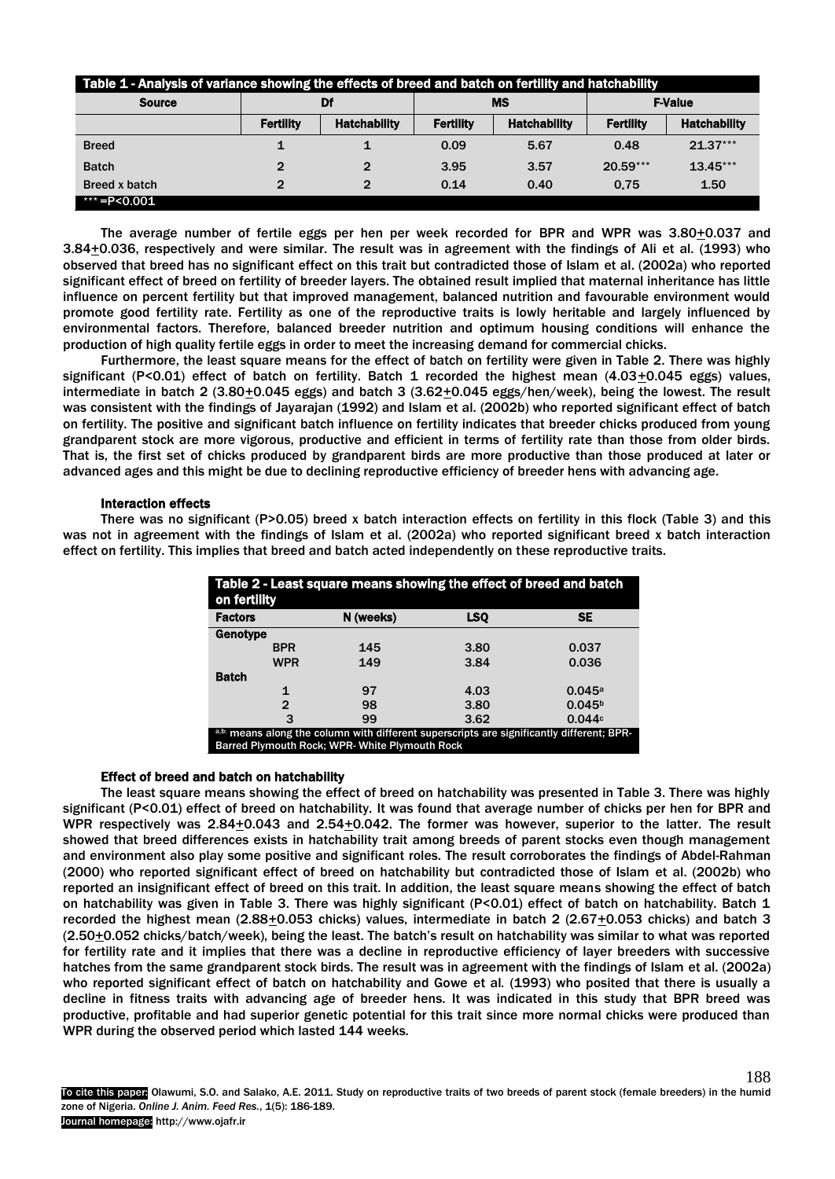**Table 1 - Analysis of variance showing the effects of breed and batch on fertility and hatchability**

| Source | Df | | MS | | F-Value | |
|---|---|---|---|---|---|---|
| | Fertility | Hatchability | Fertility | Hatchability | Fertility | Hatchability |
| Breed | 1 | 1 | 0.09 | 5.67 | 0.48 | 21.37*** |
| Batch | 2 | 2 | 3.95 | 3.57 | 20.59*** | 13.45*** |
| Breed x batch | 2 | 2 | 0.14 | 0.40 | 0.75 | 1.50 |

*** =P<0.001

The average number of fertile eggs per hen per week recorded for BPR and WPR was 3.80±0.037 and 3.84±0.036, respectively and were similar. The result was in agreement with the findings of Ali et al. (1993) who observed that breed has no significant effect on this trait but contradicted those of Islam et al. (2002a) who reported significant effect of breed on fertility of breeder layers. The obtained result implied that maternal inheritance has little influence on percent fertility but that improved management, balanced nutrition and favourable environment would promote good fertility rate. Fertility as one of the reproductive traits is lowly heritable and largely influenced by environmental factors. Therefore, balanced breeder nutrition and optimum housing conditions will enhance the production of high quality fertile eggs in order to meet the increasing demand for commercial chicks.

Furthermore, the least square means for the effect of batch on fertility were given in Table 2. There was highly significant (P<0.01) effect of batch on fertility. Batch 1 recorded the highest mean (4.03±0.045 eggs) values, intermediate in batch 2 (3.80±0.045 eggs) and batch 3 (3.62±0.045 eggs/hen/week), being the lowest. The result was consistent with the findings of Jayarajan (1992) and Islam et al. (2002b) who reported significant effect of batch on fertility. The positive and significant batch influence on fertility indicates that breeder chicks produced from young grandparent stock are more vigorous, productive and efficient in terms of fertility rate than those from older birds. That is, the first set of chicks produced by grandparent birds are more productive than those produced at later or advanced ages and this might be due to declining reproductive efficiency of breeder hens with advancing age.

### Interaction effects

There was no significant (P>0.05) breed x batch interaction effects on fertility in this flock (Table 3) and this was not in agreement with the findings of Islam et al. (2002a) who reported significant breed x batch interaction effect on fertility. This implies that breed and batch acted independently on these reproductive traits.

**Table 2 - Least square means showing the effect of breed and batch on fertility**

| Factors | N (weeks) | LSQ | SE |
|---|---|---|---|
| **Genotype** | | | |
| BPR | 145 | 3.80 | 0.037 |
| WPR | 149 | 3.84 | 0.036 |
| **Batch** | | | |
| 1 | 97 | 4.03 | 0.045[a] |
| 2 | 98 | 3.80 | 0.045[b] |
| 3 | 99 | 3.62 | 0.044[c] |

[a,b:] means along the column with different superscripts are significantly different; BPR- Barred Plymouth Rock; WPR- White Plymouth Rock

### Effect of breed and batch on hatchability

The least square means showing the effect of breed on hatchability was presented in Table 3. There was highly significant (P<0.01) effect of breed on hatchability. It was found that average number of chicks per hen for BPR and WPR respectively was 2.84±0.043 and 2.54±0.042. The former was however, superior to the latter. The result showed that breed differences exists in hatchability trait among breeds of parent stocks even though management and environment also play some positive and significant roles. The result corroborates the findings of Abdel-Rahman (2000) who reported significant effect of breed on hatchability but contradicted those of Islam et al. (2002b) who reported an insignificant effect of breed on this trait. In addition, the least square means showing the effect of batch on hatchability was given in Table 3. There was highly significant (P<0.01) effect of batch on hatchability. Batch 1 recorded the highest mean (2.88±0.053 chicks) values, intermediate in batch 2 (2.67±0.053 chicks) and batch 3 (2.50±0.052 chicks/batch/week), being the least. The batch's result on hatchability was similar to what was reported for fertility rate and it implies that there was a decline in reproductive efficiency of layer breeders with successive hatches from the same grandparent stock birds. The result was in agreement with the findings of Islam et al. (2002a) who reported significant effect of batch on hatchability and Gowe et al. (1993) who posited that there is usually a decline in fitness traits with advancing age of breeder hens. It was indicated in this study that BPR breed was productive, profitable and had superior genetic potential for this trait since more normal chicks were produced than WPR during the observed period which lasted 144 weeks.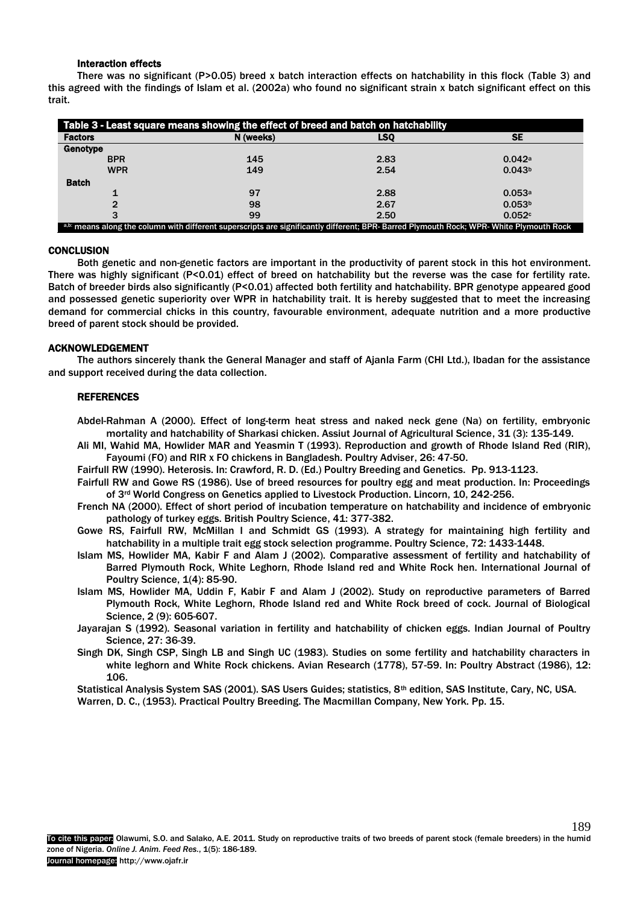### Interaction effects

There was no significant (P>0.05) breed x batch interaction effects on hatchability in this flock (Table 3) and this agreed with the findings of Islam et al. (2002a) who found no significant strain x batch significant effect on this trait.

**Table 3 - Least square means showing the effect of breed and batch on hatchability**

| Factors | N (weeks) | LSQ | SE |
|---|---|---|---|
| **Genotype** | | | |
| BPR | 145 | 2.83 | 0.042[a] |
| WPR | 149 | 2.54 | 0.043[b] |
| **Batch** | | | |
| 1 | 97 | 2.88 | 0.053[a] |
| 2 | 98 | 2.67 | 0.053[b] |
| 3 | 99 | 2.50 | 0.052[c] |

[a,b:] means along the column with different superscripts are significantly different; BPR- Barred Plymouth Rock; WPR- White Plymouth Rock

## CONCLUSION

Both genetic and non-genetic factors are important in the productivity of parent stock in this hot environment. There was highly significant (P<0.01) effect of breed on hatchability but the reverse was the case for fertility rate. Batch of breeder birds also significantly (P<0.01) affected both fertility and hatchability. BPR genotype appeared good and possessed genetic superiority over WPR in hatchability trait. It is hereby suggested that to meet the increasing demand for commercial chicks in this country, favourable environment, adequate nutrition and a more productive breed of parent stock should be provided.

## ACKNOWLEDGEMENT

The authors sincerely thank the General Manager and staff of Ajanla Farm (CHI Ltd.), Ibadan for the assistance and support received during the data collection.

## REFERENCES

Abdel-Rahman A (2000). Effect of long-term heat stress and naked neck gene (Na) on fertility, embryonic mortality and hatchability of Sharkasi chicken. Assiut Journal of Agricultural Science, 31 (3): 135-149.

Ali MI, Wahid MA, Howlider MAR and Yeasmin T (1993). Reproduction and growth of Rhode Island Red (RIR), Fayoumi (FO) and RIR x FO chickens in Bangladesh. Poultry Adviser, 26: 47-50.

Fairfull RW (1990). Heterosis. In: Crawford, R. D. (Ed.) Poultry Breeding and Genetics. Pp. 913-1123.

Fairfull RW and Gowe RS (1986). Use of breed resources for poultry egg and meat production. In: Proceedings of 3rd World Congress on Genetics applied to Livestock Production. Lincorn, 10, 242-256.

French NA (2000). Effect of short period of incubation temperature on hatchability and incidence of embryonic pathology of turkey eggs. British Poultry Science, 41: 377-382.

Gowe RS, Fairfull RW, McMillan I and Schmidt GS (1993). A strategy for maintaining high fertility and hatchability in a multiple trait egg stock selection programme. Poultry Science, 72: 1433-1448.

Islam MS, Howlider MA, Kabir F and Alam J (2002). Comparative assessment of fertility and hatchability of Barred Plymouth Rock, White Leghorn, Rhode Island red and White Rock hen. International Journal of Poultry Science, 1(4): 85-90.

Islam MS, Howlider MA, Uddin F, Kabir F and Alam J (2002). Study on reproductive parameters of Barred Plymouth Rock, White Leghorn, Rhode Island red and White Rock breed of cock. Journal of Biological Science, 2 (9): 605-607.

Jayarajan S (1992). Seasonal variation in fertility and hatchability of chicken eggs. Indian Journal of Poultry Science, 27: 36-39.

Singh DK, Singh CSP, Singh LB and Singh UC (1983). Studies on some fertility and hatchability characters in white leghorn and White Rock chickens. Avian Research (1778), 57-59. In: Poultry Abstract (1986), 12: 106.

Statistical Analysis System SAS (2001). SAS Users Guides; statistics, 8th edition, SAS Institute, Cary, NC, USA.

Warren, D. C., (1953). Practical Poultry Breeding. The Macmillan Company, New York. Pp. 15.